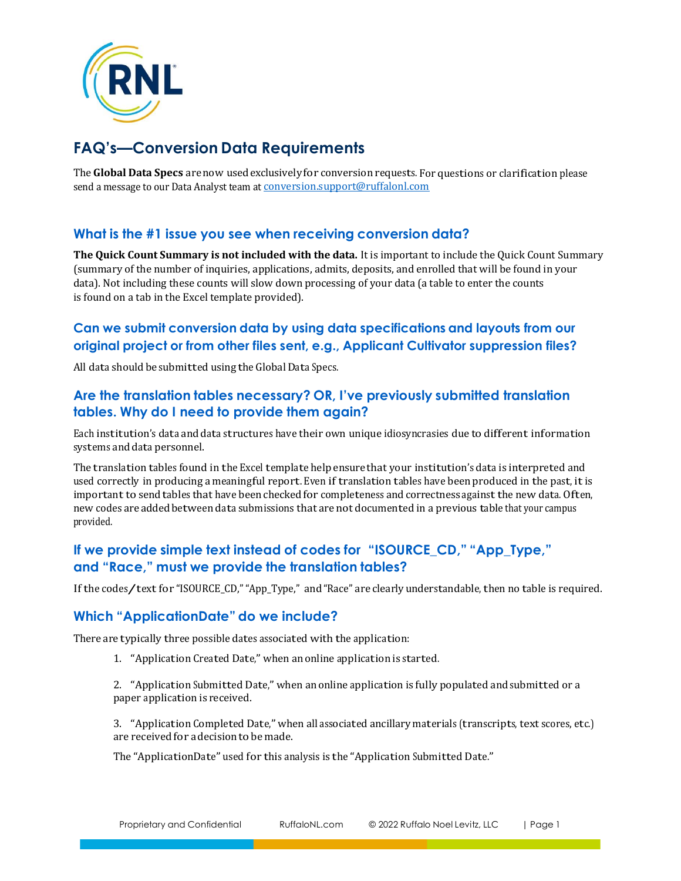# FAQ's—Conversion Data Requirements

The **Global Data Specs** are now used exclusively for conversion requests. For questions or clarification please send a message to our Data Analyst team at conversion.support@ruffalonl.com

## What is the #1 issue you see when receiving conversion data?

**The Quick Count Summary is not included with the data.** It is important to include the Quick Count Summary (summary of the number of inquiries, applications, admits, deposits, and enrolled that will be found in your data). Not including these counts will slow down processing of your data (a table to enter the counts is found on a tab in the Excel template provided).

## Can we submit conversion data by using data specifications and layouts from our original project or from other files sent, e.g., Applicant Cultivator suppression files?

All data should be submitted using the Global Data Specs.

## Are the translation tables necessary? OR, I've previously submitted translation tables. Why do I need to provide them again?

Each institution's data and data structures have their own unique idiosyncrasies due to different information systems and data personnel.

The translation tables found in the Excel template help ensure that your institution's data is interpreted and used correctly in producing a meaningful report. Even if translation tables have been produced in the past, it is important to send tables that have been checked for completeness and correctness against the new data. Often, new codes are added between data submissions that are not documented in a previous table that your campus provided.

## If we provide simple text instead of codes for "ISOURCE_CD," "App_Type," and "Race," must we provide the translation tables?

If the codes/text for "ISOURCE_CD," "App_Type," and "Race" are clearly understandable, then no table is required.

## Which "ApplicationDate" do we include?

There are typically three possible dates associated with the application:

1. "Application Created Date," when an online application is started.

2. "Application Submitted Date," when an online application is fully populated and submitted or a paper application is received.

3. "Application Completed Date," when all associated ancillary materials (transcripts, text scores, etc.) are received for a decision to be made.

The "ApplicationDate" used for this analysis is the "Application Submitted Date."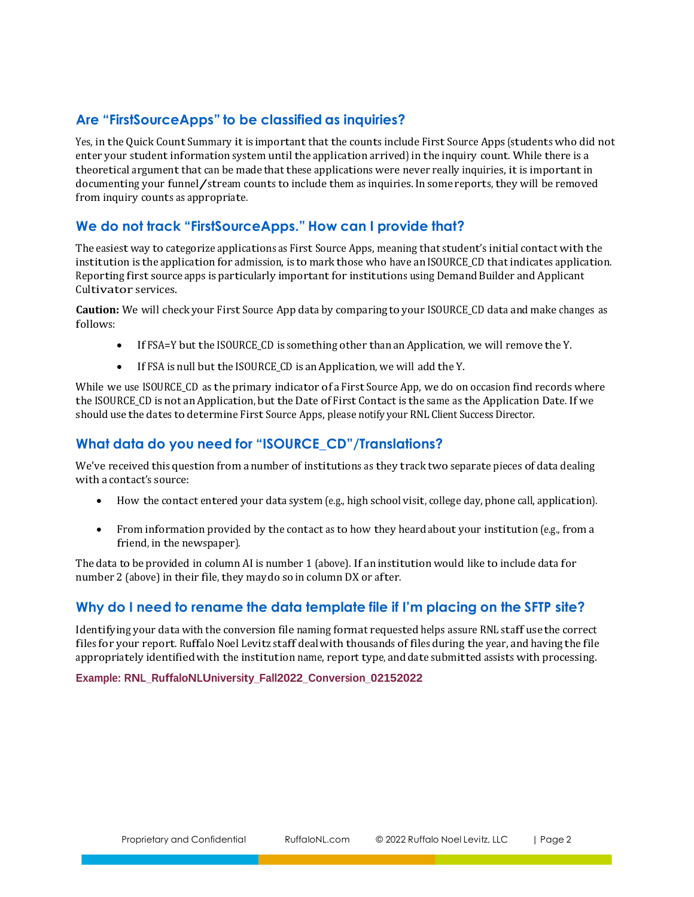## Are "FirstSourceApps" to be classified as inquiries?

Yes, in the Quick Count Summary it is important that the counts include First Source Apps (students who did not enter your student information system until the application arrived) in the inquiry count. While there is a theoretical argument that can be made that these applications were never really inquiries, it is important in documenting your funnel/stream counts to include them as inquiries. In some reports, they will be removed from inquiry counts as appropriate.

## We do not track "FirstSourceApps." How can I provide that?

The easiest way to categorize applications as First Source Apps, meaning that student's initial contact with the institution is the application for admission, is to mark those who have an ISOURCE_CD that indicates application. Reporting first source apps is particularly important for institutions using Demand Builder and Applicant Cultivator services.

**Caution:** We will check your First Source App data by comparing to your ISOURCE_CD data and make changes as follows:

- If FSA=Y but the ISOURCE_CD is something other than an Application, we will remove the Y.
- If FSA is null but the ISOURCE_CD is an Application, we will add the Y.

While we use ISOURCE_CD as the primary indicator of a First Source App, we do on occasion find records where the ISOURCE_CD is not an Application, but the Date of First Contact is the same as the Application Date. If we should use the dates to determine First Source Apps, please notify your RNL Client Success Director.

## What data do you need for "ISOURCE_CD"/Translations?

We've received this question from a number of institutions as they track two separate pieces of data dealing with a contact's source:

- How the contact entered your data system (e.g., high school visit, college day, phone call, application).
- From information provided by the contact as to how they heard about your institution (e.g., from a friend, in the newspaper).

The data to be provided in column AI is number 1 (above). If an institution would like to include data for number 2 (above) in their file, they may do so in column DX or after.

## Why do I need to rename the data template file if I'm placing on the SFTP site?

Identifying your data with the conversion file naming format requested helps assure RNL staff use the correct files for your report. Ruffalo Noel Levitz staff deal with thousands of files during the year, and having the file appropriately identified with the institution name, report type, and date submitted assists with processing.

**Example: RNL_RuffaloNLUniversity_Fall2022_Conversion_02152022**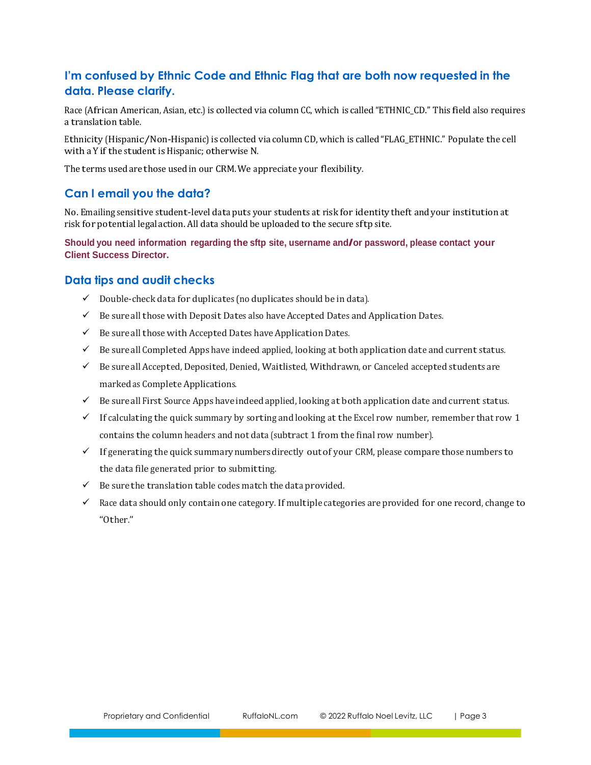## I'm confused by Ethnic Code and Ethnic Flag that are both now requested in the data. Please clarify.

Race (African American, Asian, etc.) is collected via column CC, which is called "ETHNIC_CD." This field also requires a translation table.

Ethnicity (Hispanic/Non-Hispanic) is collected via column CD, which is called "FLAG_ETHNIC." Populate the cell with a Y if the student is Hispanic; otherwise N.

The terms used are those used in our CRM. We appreciate your flexibility.

## Can I email you the data?

No. Emailing sensitive student-level data puts your students at risk for identity theft and your institution at risk for potential legal action. All data should be uploaded to the secure sftp site.

**Should you need information regarding the sftp site, username and/or password, please contact your Client Success Director.**

## Data tips and audit checks

- ✓ Double-check data for duplicates (no duplicates should be in data).
- ✓ Be sure all those with Deposit Dates also have Accepted Dates and Application Dates.
- ✓ Be sure all those with Accepted Dates have Application Dates.
- ✓ Be sure all Completed Apps have indeed applied, looking at both application date and current status.
- ✓ Be sure all Accepted, Deposited, Denied, Waitlisted, Withdrawn, or Canceled accepted students are marked as Complete Applications.
- ✓ Be sure all First Source Apps have indeed applied, looking at both application date and current status.
- ✓ If calculating the quick summary by sorting and looking at the Excel row number, remember that row 1 contains the column headers and not data (subtract 1 from the final row number).
- ✓ If generating the quick summary numbers directly out of your CRM, please compare those numbers to the data file generated prior to submitting.
- ✓ Be sure the translation table codes match the data provided.
- ✓ Race data should only contain one category. If multiple categories are provided for one record, change to "Other."